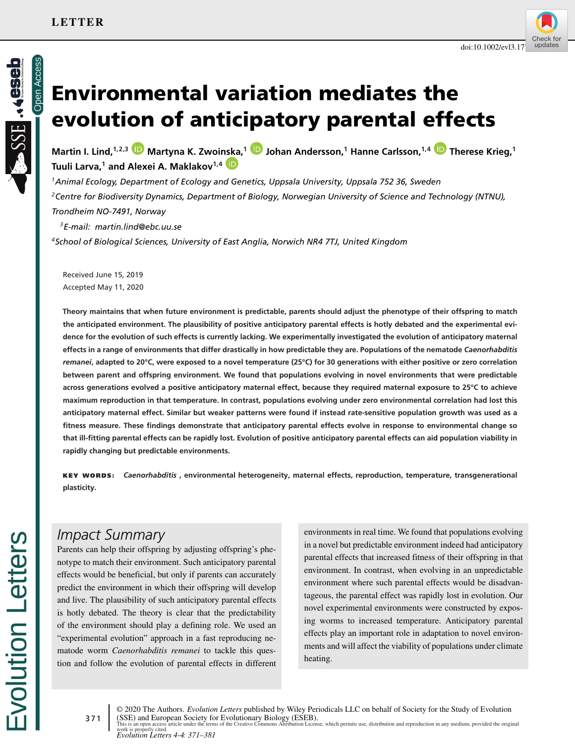LETTER

doi:10.1002/evl3.17

# Environmental variation mediates the evolution of anticipatory parental effects

**Martin I. Lind,[1,2,3] Martyna K. Zwoinska,[1] Johan Andersson,[1] Hanne Carlsson,[1,4] Therese Krieg,[1] Tuuli Larva,[1] and Alexei A. Maklakov[1,4]**

[1]*Animal Ecology, Department of Ecology and Genetics, Uppsala University, Uppsala 752 36, Sweden*

[2]*Centre for Biodiversity Dynamics, Department of Biology, Norwegian University of Science and Technology (NTNU), Trondheim NO-7491, Norway*

[3]*E-mail: martin.lind@ebc.uu.se*

[4]*School of Biological Sciences, University of East Anglia, Norwich NR4 7TJ, United Kingdom*

Received June 15, 2019
Accepted May 11, 2020

**Theory maintains that when future environment is predictable, parents should adjust the phenotype of their offspring to match the anticipated environment. The plausibility of positive anticipatory parental effects is hotly debated and the experimental evidence for the evolution of such effects is currently lacking. We experimentally investigated the evolution of anticipatory maternal effects in a range of environments that differ drastically in how predictable they are. Populations of the nematode *Caenorhabditis remanei*, adapted to 20°C, were exposed to a novel temperature (25°C) for 30 generations with either positive or zero correlation between parent and offspring environment. We found that populations evolving in novel environments that were predictable across generations evolved a positive anticipatory maternal effect, because they required maternal exposure to 25°C to achieve maximum reproduction in that temperature. In contrast, populations evolving under zero environmental correlation had lost this anticipatory maternal effect. Similar but weaker patterns were found if instead rate-sensitive population growth was used as a fitness measure. These findings demonstrate that anticipatory parental effects evolve in response to environmental change so that ill-fitting parental effects can be rapidly lost. Evolution of positive anticipatory parental effects can aid population viability in rapidly changing but predictable environments.**

**KEY WORDS:** *Caenorhabditis*, environmental heterogeneity, maternal effects, reproduction, temperature, transgenerational plasticity.

## *Impact Summary*

Parents can help their offspring by adjusting offspring's phenotype to match their environment. Such anticipatory parental effects would be beneficial, but only if parents can accurately predict the environment in which their offspring will develop and live. The plausibility of such anticipatory parental effects is hotly debated. The theory is clear that the predictability of the environment should play a defining role. We used an "experimental evolution" approach in a fast reproducing nematode worm *Caenorhabditis remanei* to tackle this question and follow the evolution of parental effects in different environments in real time. We found that populations evolving in a novel but predictable environment indeed had anticipatory parental effects that increased fitness of their offspring in that environment. In contrast, when evolving in an unpredictable environment where such parental effects would be disadvantageous, the parental effect was rapidly lost in evolution. Our novel experimental environments were constructed by exposing worms to increased temperature. Anticipatory parental effects play an important role in adaptation to novel environments and will affect the viability of populations under climate heating.

© 2020 The Authors. *Evolution Letters* published by Wiley Periodicals LLC on behalf of Society for the Study of Evolution (SSE) and European Society for Evolutionary Biology (ESEB).
This is an open access article under the terms of the Creative Commons Attribution License, which permits use, distribution and reproduction in any medium, provided the original work is properly cited.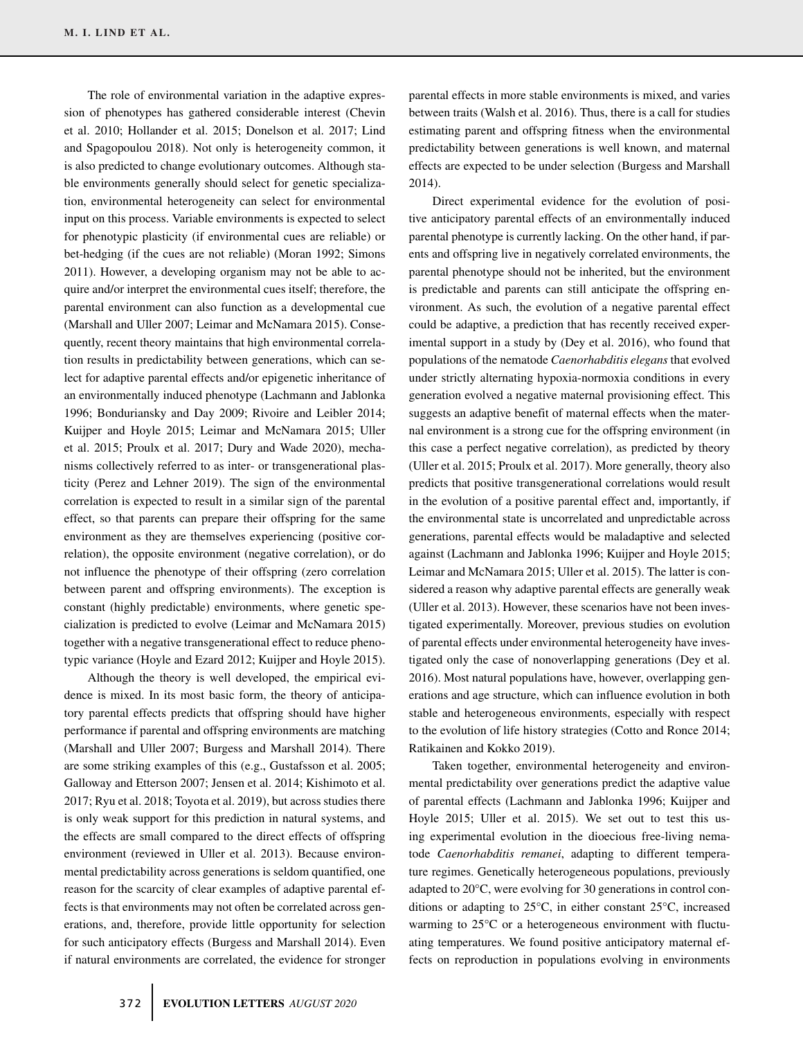The role of environmental variation in the adaptive expression of phenotypes has gathered considerable interest (Chevin et al. 2010; Hollander et al. 2015; Donelson et al. 2017; Lind and Spagopoulou 2018). Not only is heterogeneity common, it is also predicted to change evolutionary outcomes. Although stable environments generally should select for genetic specialization, environmental heterogeneity can select for environmental input on this process. Variable environments is expected to select for phenotypic plasticity (if environmental cues are reliable) or bet-hedging (if the cues are not reliable) (Moran 1992; Simons 2011). However, a developing organism may not be able to acquire and/or interpret the environmental cues itself; therefore, the parental environment can also function as a developmental cue (Marshall and Uller 2007; Leimar and McNamara 2015). Consequently, recent theory maintains that high environmental correlation results in predictability between generations, which can select for adaptive parental effects and/or epigenetic inheritance of an environmentally induced phenotype (Lachmann and Jablonka 1996; Bonduriansky and Day 2009; Rivoire and Leibler 2014; Kuijper and Hoyle 2015; Leimar and McNamara 2015; Uller et al. 2015; Proulx et al. 2017; Dury and Wade 2020), mechanisms collectively referred to as inter- or transgenerational plasticity (Perez and Lehner 2019). The sign of the environmental correlation is expected to result in a similar sign of the parental effect, so that parents can prepare their offspring for the same environment as they are themselves experiencing (positive correlation), the opposite environment (negative correlation), or do not influence the phenotype of their offspring (zero correlation between parent and offspring environments). The exception is constant (highly predictable) environments, where genetic specialization is predicted to evolve (Leimar and McNamara 2015) together with a negative transgenerational effect to reduce phenotypic variance (Hoyle and Ezard 2012; Kuijper and Hoyle 2015).

Although the theory is well developed, the empirical evidence is mixed. In its most basic form, the theory of anticipatory parental effects predicts that offspring should have higher performance if parental and offspring environments are matching (Marshall and Uller 2007; Burgess and Marshall 2014). There are some striking examples of this (e.g., Gustafsson et al. 2005; Galloway and Etterson 2007; Jensen et al. 2014; Kishimoto et al. 2017; Ryu et al. 2018; Toyota et al. 2019), but across studies there is only weak support for this prediction in natural systems, and the effects are small compared to the direct effects of offspring environment (reviewed in Uller et al. 2013). Because environmental predictability across generations is seldom quantified, one reason for the scarcity of clear examples of adaptive parental effects is that environments may not often be correlated across generations, and, therefore, provide little opportunity for selection for such anticipatory effects (Burgess and Marshall 2014). Even if natural environments are correlated, the evidence for stronger parental effects in more stable environments is mixed, and varies between traits (Walsh et al. 2016). Thus, there is a call for studies estimating parent and offspring fitness when the environmental predictability between generations is well known, and maternal effects are expected to be under selection (Burgess and Marshall 2014).

Direct experimental evidence for the evolution of positive anticipatory parental effects of an environmentally induced parental phenotype is currently lacking. On the other hand, if parents and offspring live in negatively correlated environments, the parental phenotype should not be inherited, but the environment is predictable and parents can still anticipate the offspring environment. As such, the evolution of a negative parental effect could be adaptive, a prediction that has recently received experimental support in a study by (Dey et al. 2016), who found that populations of the nematode *Caenorhabditis elegans* that evolved under strictly alternating hypoxia-normoxia conditions in every generation evolved a negative maternal provisioning effect. This suggests an adaptive benefit of maternal effects when the maternal environment is a strong cue for the offspring environment (in this case a perfect negative correlation), as predicted by theory (Uller et al. 2015; Proulx et al. 2017). More generally, theory also predicts that positive transgenerational correlations would result in the evolution of a positive parental effect and, importantly, if the environmental state is uncorrelated and unpredictable across generations, parental effects would be maladaptive and selected against (Lachmann and Jablonka 1996; Kuijper and Hoyle 2015; Leimar and McNamara 2015; Uller et al. 2015). The latter is considered a reason why adaptive parental effects are generally weak (Uller et al. 2013). However, these scenarios have not been investigated experimentally. Moreover, previous studies on evolution of parental effects under environmental heterogeneity have investigated only the case of nonoverlapping generations (Dey et al. 2016). Most natural populations have, however, overlapping generations and age structure, which can influence evolution in both stable and heterogeneous environments, especially with respect to the evolution of life history strategies (Cotto and Ronce 2014; Ratikainen and Kokko 2019).

Taken together, environmental heterogeneity and environmental predictability over generations predict the adaptive value of parental effects (Lachmann and Jablonka 1996; Kuijper and Hoyle 2015; Uller et al. 2015). We set out to test this using experimental evolution in the dioecious free-living nematode *Caenorhabditis remanei*, adapting to different temperature regimes. Genetically heterogeneous populations, previously adapted to 20°C, were evolving for 30 generations in control conditions or adapting to 25°C, in either constant 25°C, increased warming to 25°C or a heterogeneous environment with fluctuating temperatures. We found positive anticipatory maternal effects on reproduction in populations evolving in environments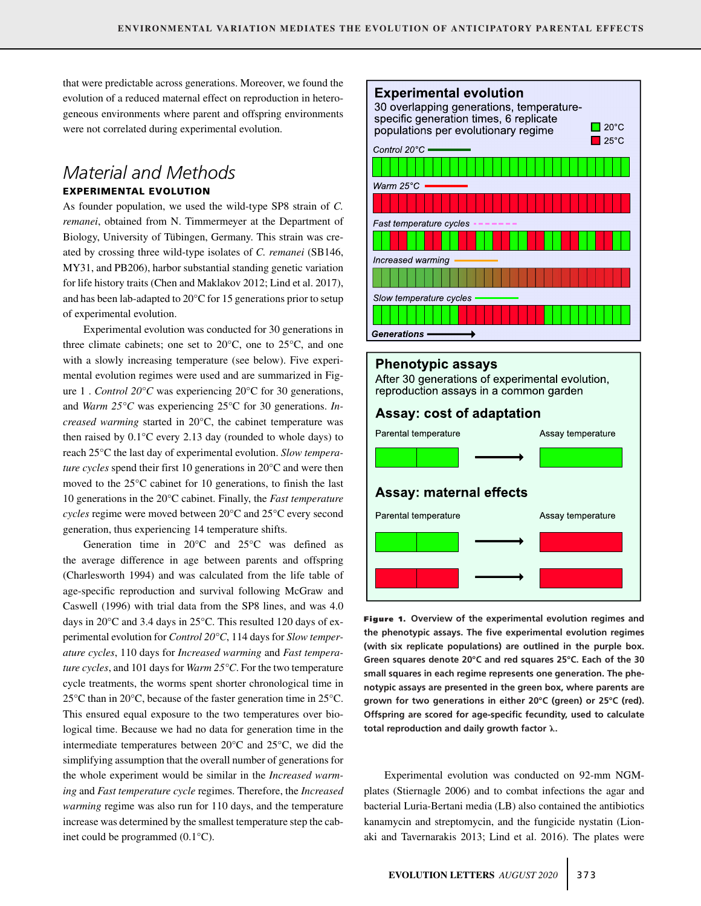that were predictable across generations. Moreover, we found the evolution of a reduced maternal effect on reproduction in heterogeneous environments where parent and offspring environments were not correlated during experimental evolution.

# Material and Methods

## EXPERIMENTAL EVOLUTION

As founder population, we used the wild-type SP8 strain of *C. remanei*, obtained from N. Timmermeyer at the Department of Biology, University of Tübingen, Germany. This strain was created by crossing three wild-type isolates of *C. remanei* (SB146, MY31, and PB206), harbor substantial standing genetic variation for life history traits (Chen and Maklakov 2012; Lind et al. 2017), and has been lab-adapted to 20°C for 15 generations prior to setup of experimental evolution.

Experimental evolution was conducted for 30 generations in three climate cabinets; one set to 20°C, one to 25°C, and one with a slowly increasing temperature (see below). Five experimental evolution regimes were used and are summarized in Figure 1 . *Control 20°C* was experiencing 20°C for 30 generations, and *Warm 25°C* was experiencing 25°C for 30 generations. *Increased warming* started in 20°C, the cabinet temperature was then raised by 0.1°C every 2.13 day (rounded to whole days) to reach 25°C the last day of experimental evolution. *Slow temperature cycles* spend their first 10 generations in 20°C and were then moved to the 25°C cabinet for 10 generations, to finish the last 10 generations in the 20°C cabinet. Finally, the *Fast temperature cycles* regime were moved between 20°C and 25°C every second generation, thus experiencing 14 temperature shifts.

Generation time in 20°C and 25°C was defined as the average difference in age between parents and offspring (Charlesworth 1994) and was calculated from the life table of age-specific reproduction and survival following McGraw and Caswell (1996) with trial data from the SP8 lines, and was 4.0 days in 20°C and 3.4 days in 25°C. This resulted 120 days of experimental evolution for *Control 20°C*, 114 days for *Slow temperature cycles*, 110 days for *Increased warming* and *Fast temperature cycles*, and 101 days for *Warm 25°C*. For the two temperature cycle treatments, the worms spent shorter chronological time in 25°C than in 20°C, because of the faster generation time in 25°C. This ensured equal exposure to the two temperatures over biological time. Because we had no data for generation time in the intermediate temperatures between 20°C and 25°C, we did the simplifying assumption that the overall number of generations for the whole experiment would be similar in the *Increased warming* and *Fast temperature cycle* regimes. Therefore, the *Increased warming* regime was also run for 110 days, and the temperature increase was determined by the smallest temperature step the cabinet could be programmed (0.1°C).

**Figure 1.** Overview of the experimental evolution regimes and the phenotypic assays. The five experimental evolution regimes (with six replicate populations) are outlined in the purple box. Green squares denote 20°C and red squares 25°C. Each of the 30 small squares in each regime represents one generation. The phenotypic assays are presented in the green box, where parents are grown for two generations in either 20°C (green) or 25°C (red). Offspring are scored for age-specific fecundity, used to calculate total reproduction and daily growth factor λ.

Experimental evolution was conducted on 92-mm NGM-plates (Stiernagle 2006) and to combat infections the agar and bacterial Luria-Bertani media (LB) also contained the antibiotics kanamycin and streptomycin, and the fungicide nystatin (Lionaki and Tavernarakis 2013; Lind et al. 2016). The plates were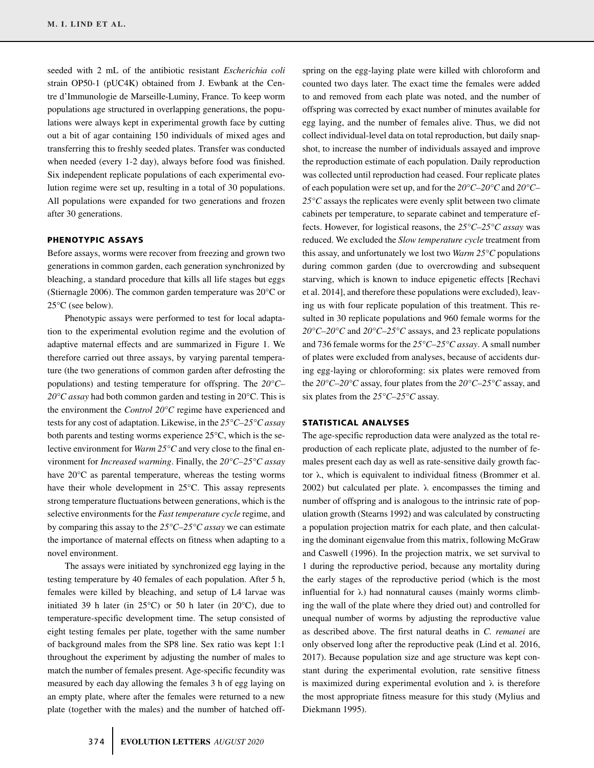seeded with 2 mL of the antibiotic resistant *Escherichia coli* strain OP50-1 (pUC4K) obtained from J. Ewbank at the Centre d'Immunologie de Marseille-Luminy, France. To keep worm populations age structured in overlapping generations, the populations were always kept in experimental growth face by cutting out a bit of agar containing 150 individuals of mixed ages and transferring this to freshly seeded plates. Transfer was conducted when needed (every 1-2 day), always before food was finished. Six independent replicate populations of each experimental evolution regime were set up, resulting in a total of 30 populations. All populations were expanded for two generations and frozen after 30 generations.

## PHENOTYPIC ASSAYS

Before assays, worms were recover from freezing and grown two generations in common garden, each generation synchronized by bleaching, a standard procedure that kills all life stages but eggs (Stiernagle 2006). The common garden temperature was 20°C or 25°C (see below).

Phenotypic assays were performed to test for local adaptation to the experimental evolution regime and the evolution of adaptive maternal effects and are summarized in Figure 1. We therefore carried out three assays, by varying parental temperature (the two generations of common garden after defrosting the populations) and testing temperature for offspring. The *20°C–20°C assay* had both common garden and testing in 20°C. This is the environment the *Control 20°C* regime have experienced and tests for any cost of adaptation. Likewise, in the *25°C–25°C assay* both parents and testing worms experience 25°C, which is the selective environment for *Warm 25°C* and very close to the final environment for *Increased warming*. Finally, the *20°C–25°C assay* have 20°C as parental temperature, whereas the testing worms have their whole development in 25°C. This assay represents strong temperature fluctuations between generations, which is the selective environments for the *Fast temperature cycle* regime, and by comparing this assay to the *25°C–25°C assay* we can estimate the importance of maternal effects on fitness when adapting to a novel environment.

The assays were initiated by synchronized egg laying in the testing temperature by 40 females of each population. After 5 h, females were killed by bleaching, and setup of L4 larvae was initiated 39 h later (in 25°C) or 50 h later (in 20°C), due to temperature-specific development time. The setup consisted of eight testing females per plate, together with the same number of background males from the SP8 line. Sex ratio was kept 1:1 throughout the experiment by adjusting the number of males to match the number of females present. Age-specific fecundity was measured by each day allowing the females 3 h of egg laying on an empty plate, where after the females were returned to a new plate (together with the males) and the number of hatched offspring on the egg-laying plate were killed with chloroform and counted two days later. The exact time the females were added to and removed from each plate was noted, and the number of offspring was corrected by exact number of minutes available for egg laying, and the number of females alive. Thus, we did not collect individual-level data on total reproduction, but daily snapshot, to increase the number of individuals assayed and improve the reproduction estimate of each population. Daily reproduction was collected until reproduction had ceased. Four replicate plates of each population were set up, and for the *20°C–20°C* and *20°C–25°C* assays the replicates were evenly split between two climate cabinets per temperature, to separate cabinet and temperature effects. However, for logistical reasons, the *25°C–25°C assay* was reduced. We excluded the *Slow temperature cycle* treatment from this assay, and unfortunately we lost two *Warm 25°C* populations during common garden (due to overcrowding and subsequent starving, which is known to induce epigenetic effects [Rechavi et al. 2014], and therefore these populations were excluded), leaving us with four replicate population of this treatment. This resulted in 30 replicate populations and 960 female worms for the *20°C–20°C* and *20°C–25°C* assays, and 23 replicate populations and 736 female worms for the *25°C–25°C assay*. A small number of plates were excluded from analyses, because of accidents during egg-laying or chloroforming: six plates were removed from the *20°C–20°C* assay, four plates from the *20°C–25°C* assay, and six plates from the *25°C–25°C* assay.

## STATISTICAL ANALYSES

The age-specific reproduction data were analyzed as the total reproduction of each replicate plate, adjusted to the number of females present each day as well as rate-sensitive daily growth factor $\lambda$, which is equivalent to individual fitness (Brommer et al. 2002) but calculated per plate. $\lambda$ encompasses the timing and number of offspring and is analogous to the intrinsic rate of population growth (Stearns 1992) and was calculated by constructing a population projection matrix for each plate, and then calculating the dominant eigenvalue from this matrix, following McGraw and Caswell (1996). In the projection matrix, we set survival to 1 during the reproductive period, because any mortality during the early stages of the reproductive period (which is the most influential for $\lambda$) had nonnatural causes (mainly worms climbing the wall of the plate where they dried out) and controlled for unequal number of worms by adjusting the reproductive value as described above. The first natural deaths in *C. remanei* are only observed long after the reproductive peak (Lind et al. 2016, 2017). Because population size and age structure was kept constant during the experimental evolution, rate sensitive fitness is maximized during experimental evolution and $\lambda$ is therefore the most appropriate fitness measure for this study (Mylius and Diekmann 1995).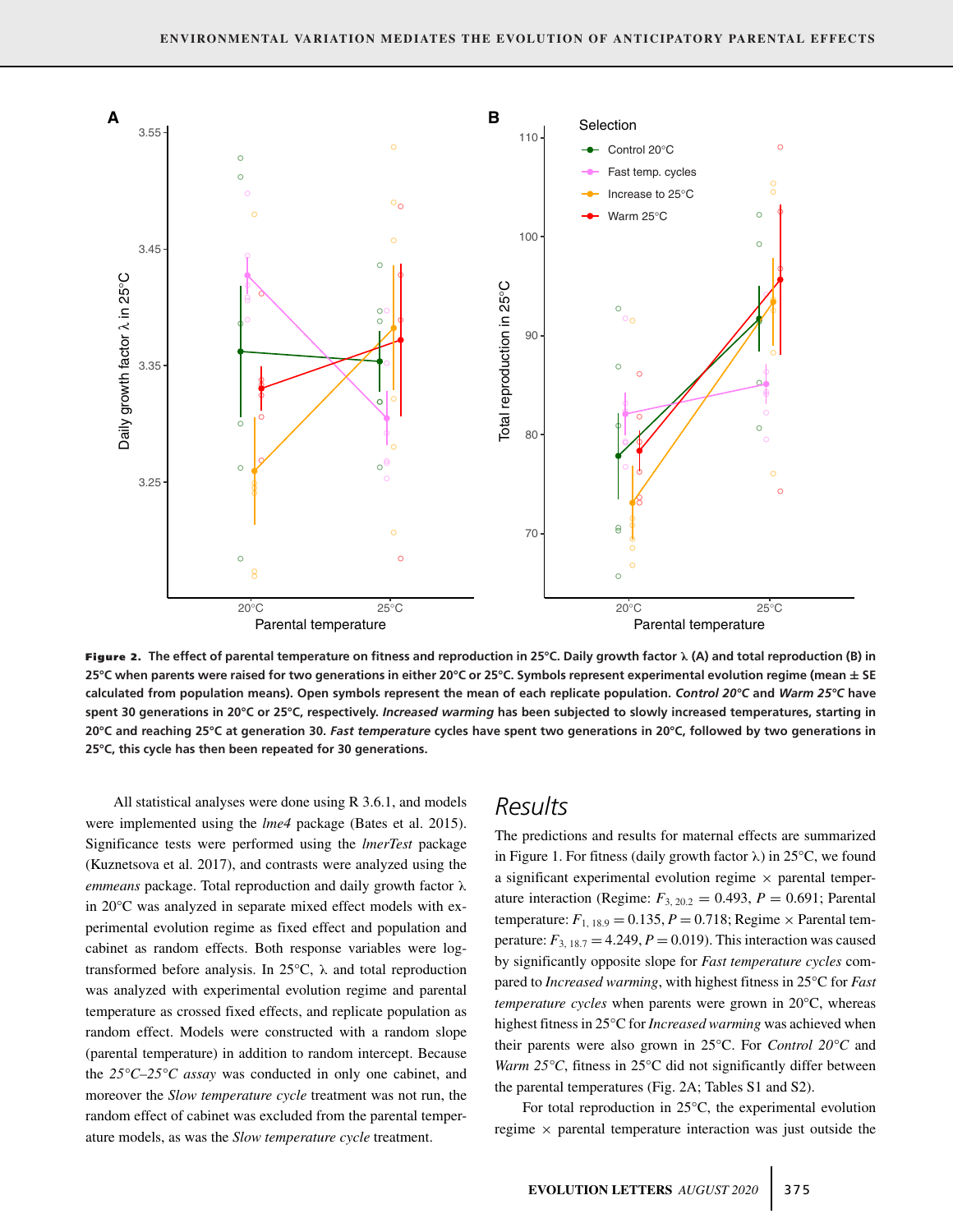**Figure 2.** **The effect of parental temperature on fitness and reproduction in 25°C. Daily growth factor λ (A) and total reproduction (B) in 25°C when parents were raised for two generations in either 20°C or 25°C. Symbols represent experimental evolution regime (mean ± SE calculated from population means). Open symbols represent the mean of each replicate population. *Control 20°C* and *Warm 25°C* have spent 30 generations in 20°C or 25°C, respectively. *Increased warming* has been subjected to slowly increased temperatures, starting in 20°C and reaching 25°C at generation 30. *Fast temperature* cycles have spent two generations in 20°C, followed by two generations in 25°C, this cycle has then been repeated for 30 generations.**

All statistical analyses were done using R 3.6.1, and models were implemented using the *lme4* package (Bates et al. 2015). Significance tests were performed using the *lmerTest* package (Kuznetsova et al. 2017), and contrasts were analyzed using the *emmeans* package. Total reproduction and daily growth factor λ in 20°C was analyzed in separate mixed effect models with experimental evolution regime as fixed effect and population and cabinet as random effects. Both response variables were log-transformed before analysis. In 25°C, λ and total reproduction was analyzed with experimental evolution regime and parental temperature as crossed fixed effects, and replicate population as random effect. Models were constructed with a random slope (parental temperature) in addition to random intercept. Because the *25°C–25°C assay* was conducted in only one cabinet, and moreover the *Slow temperature cycle* treatment was not run, the random effect of cabinet was excluded from the parental temperature models, as was the *Slow temperature cycle* treatment.

# Results

The predictions and results for maternal effects are summarized in Figure 1. For fitness (daily growth factor λ) in 25°C, we found a significant experimental evolution regime × parental temperature interaction (Regime: $F_{3,\,20.2} = 0.493$, $P = 0.691$; Parental temperature: $F_{1,\,18.9} = 0.135$, $P = 0.718$; Regime × Parental temperature: $F_{3,\,18.7} = 4.249$, $P = 0.019$). This interaction was caused by significantly opposite slope for *Fast temperature cycles* compared to *Increased warming*, with highest fitness in 25°C for *Fast temperature cycles* when parents were grown in 20°C, whereas highest fitness in 25°C for *Increased warming* was achieved when their parents were also grown in 25°C. For *Control 20°C* and *Warm 25°C*, fitness in 25°C did not significantly differ between the parental temperatures (Fig. 2A; Tables S1 and S2).

For total reproduction in 25°C, the experimental evolution regime × parental temperature interaction was just outside the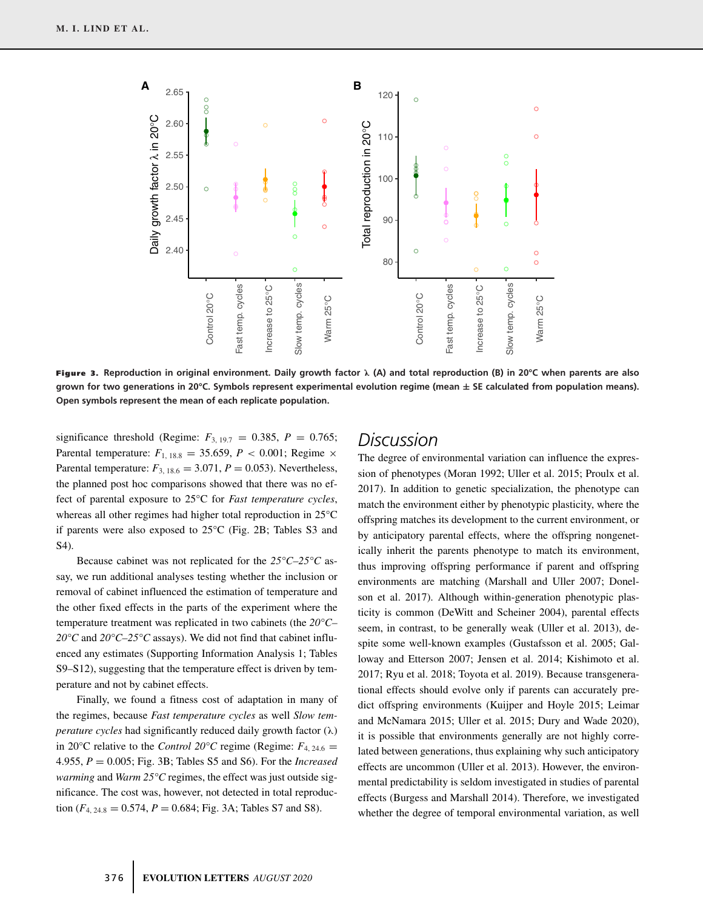**Figure 3.** Reproduction in original environment. Daily growth factor λ (A) and total reproduction (B) in 20°C when parents are also grown for two generations in 20°C. Symbols represent experimental evolution regime (mean ± SE calculated from population means). Open symbols represent the mean of each replicate population.

significance threshold (Regime: $F_{3,\,19.7} = 0.385$, $P = 0.765$; Parental temperature: $F_{1,\,18.8} = 35.659$, $P < 0.001$; Regime × Parental temperature: $F_{3,\,18.6} = 3.071$, $P = 0.053$). Nevertheless, the planned post hoc comparisons showed that there was no effect of parental exposure to 25°C for *Fast temperature cycles*, whereas all other regimes had higher total reproduction in 25°C if parents were also exposed to 25°C (Fig. 2B; Tables S3 and S4).

Because cabinet was not replicated for the *25°C–25°C* assay, we run additional analyses testing whether the inclusion or removal of cabinet influenced the estimation of temperature and the other fixed effects in the parts of the experiment where the temperature treatment was replicated in two cabinets (the *20°C–20°C* and *20°C–25°C* assays). We did not find that cabinet influenced any estimates (Supporting Information Analysis 1; Tables S9–S12), suggesting that the temperature effect is driven by temperature and not by cabinet effects.

Finally, we found a fitness cost of adaptation in many of the regimes, because *Fast temperature cycles* as well *Slow temperature cycles* had significantly reduced daily growth factor (λ) in 20°C relative to the *Control 20°C* regime (Regime: $F_{4,\,24.6} = 4.955$, $P = 0.005$; Fig. 3B; Tables S5 and S6). For the *Increased warming* and *Warm 25°C* regimes, the effect was just outside significance. The cost was, however, not detected in total reproduction ($F_{4,\,24.8} = 0.574$, $P = 0.684$; Fig. 3A; Tables S7 and S8).

## Discussion

The degree of environmental variation can influence the expression of phenotypes (Moran 1992; Uller et al. 2015; Proulx et al. 2017). In addition to genetic specialization, the phenotype can match the environment either by phenotypic plasticity, where the offspring matches its development to the current environment, or by anticipatory parental effects, where the offspring nongenetically inherit the parents phenotype to match its environment, thus improving offspring performance if parent and offspring environments are matching (Marshall and Uller 2007; Donelson et al. 2017). Although within-generation phenotypic plasticity is common (DeWitt and Scheiner 2004), parental effects seem, in contrast, to be generally weak (Uller et al. 2013), despite some well-known examples (Gustafsson et al. 2005; Galloway and Etterson 2007; Jensen et al. 2014; Kishimoto et al. 2017; Ryu et al. 2018; Toyota et al. 2019). Because transgenerational effects should evolve only if parents can accurately predict offspring environments (Kuijper and Hoyle 2015; Leimar and McNamara 2015; Uller et al. 2015; Dury and Wade 2020), it is possible that environments generally are not highly correlated between generations, thus explaining why such anticipatory effects are uncommon (Uller et al. 2013). However, the environmental predictability is seldom investigated in studies of parental effects (Burgess and Marshall 2014). Therefore, we investigated whether the degree of temporal environmental variation, as well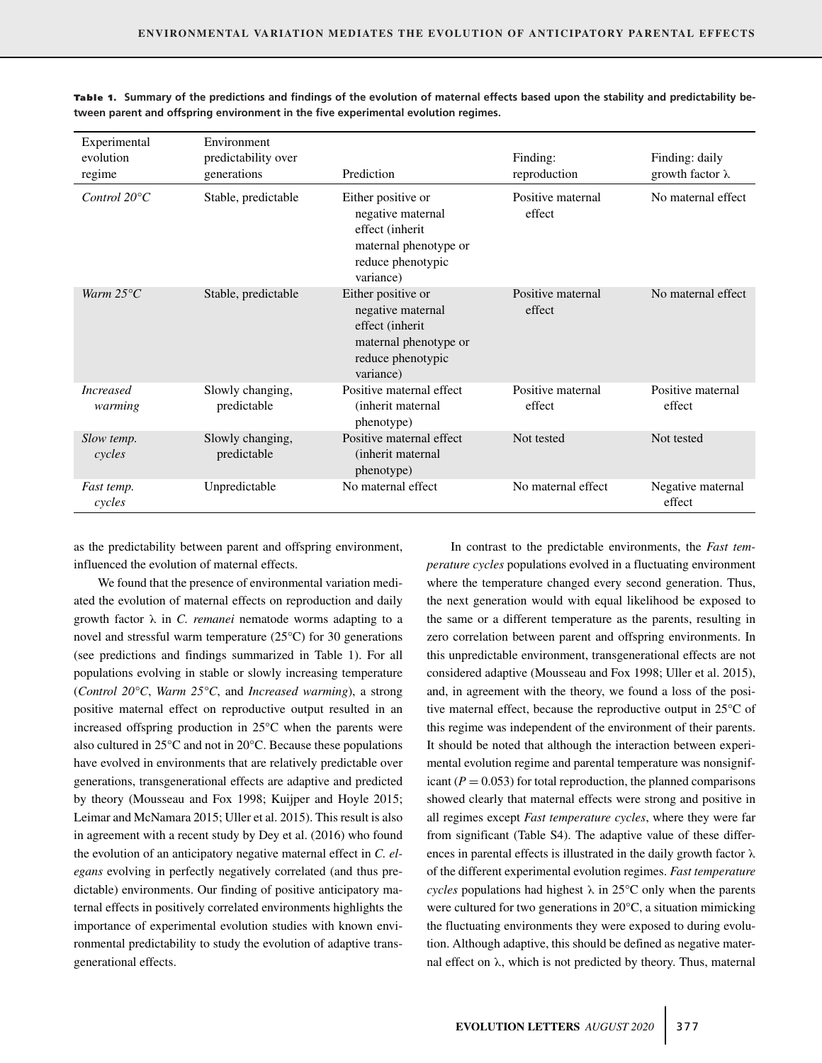**Table 1. Summary of the predictions and findings of the evolution of maternal effects based upon the stability and predictability between parent and offspring environment in the five experimental evolution regimes.**

| Experimental evolution regime | Environment predictability over generations | Prediction | Finding: reproduction | Finding: daily growth factor λ |
|---|---|---|---|---|
| *Control 20°C* | Stable, predictable | Either positive or negative maternal effect (inherit maternal phenotype or reduce phenotypic variance) | Positive maternal effect | No maternal effect |
| *Warm 25°C* | Stable, predictable | Either positive or negative maternal effect (inherit maternal phenotype or reduce phenotypic variance) | Positive maternal effect | No maternal effect |
| *Increased warming* | Slowly changing, predictable | Positive maternal effect (inherit maternal phenotype) | Positive maternal effect | Positive maternal effect |
| *Slow temp. cycles* | Slowly changing, predictable | Positive maternal effect (inherit maternal phenotype) | Not tested | Not tested |
| *Fast temp. cycles* | Unpredictable | No maternal effect | No maternal effect | Negative maternal effect |

as the predictability between parent and offspring environment, influenced the evolution of maternal effects.

We found that the presence of environmental variation mediated the evolution of maternal effects on reproduction and daily growth factor λ in *C. remanei* nematode worms adapting to a novel and stressful warm temperature (25°C) for 30 generations (see predictions and findings summarized in Table 1). For all populations evolving in stable or slowly increasing temperature (*Control 20°C*, *Warm 25°C*, and *Increased warming*), a strong positive maternal effect on reproductive output resulted in an increased offspring production in 25°C when the parents were also cultured in 25°C and not in 20°C. Because these populations have evolved in environments that are relatively predictable over generations, transgenerational effects are adaptive and predicted by theory (Mousseau and Fox 1998; Kuijper and Hoyle 2015; Leimar and McNamara 2015; Uller et al. 2015). This result is also in agreement with a recent study by Dey et al. (2016) who found the evolution of an anticipatory negative maternal effect in *C. elegans* evolving in perfectly negatively correlated (and thus predictable) environments. Our finding of positive anticipatory maternal effects in positively correlated environments highlights the importance of experimental evolution studies with known environmental predictability to study the evolution of adaptive transgenerational effects.

In contrast to the predictable environments, the *Fast temperature cycles* populations evolved in a fluctuating environment where the temperature changed every second generation. Thus, the next generation would with equal likelihood be exposed to the same or a different temperature as the parents, resulting in zero correlation between parent and offspring environments. In this unpredictable environment, transgenerational effects are not considered adaptive (Mousseau and Fox 1998; Uller et al. 2015), and, in agreement with the theory, we found a loss of the positive maternal effect, because the reproductive output in 25°C of this regime was independent of the environment of their parents. It should be noted that although the interaction between experimental evolution regime and parental temperature was nonsignificant ($P = 0.053$) for total reproduction, the planned comparisons showed clearly that maternal effects were strong and positive in all regimes except *Fast temperature cycles*, where they were far from significant (Table S4). The adaptive value of these differences in parental effects is illustrated in the daily growth factor λ of the different experimental evolution regimes. *Fast temperature cycles* populations had highest λ in 25°C only when the parents were cultured for two generations in 20°C, a situation mimicking the fluctuating environments they were exposed to during evolution. Although adaptive, this should be defined as negative maternal effect on λ, which is not predicted by theory. Thus, maternal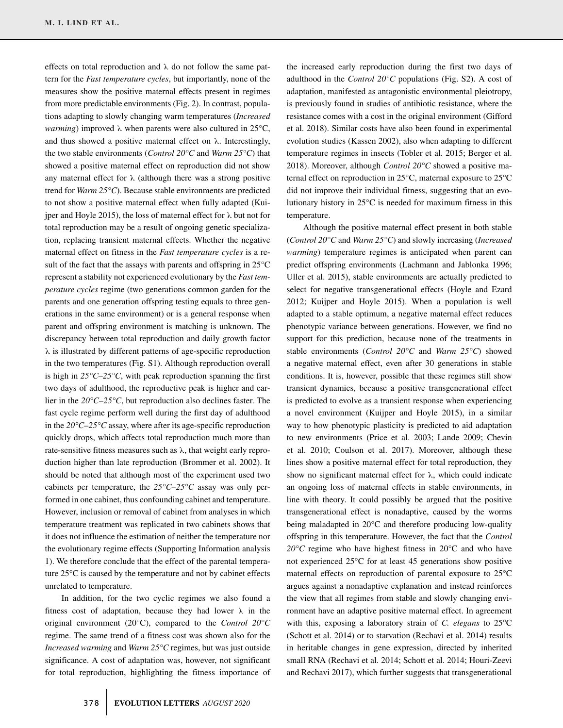effects on total reproduction and λ do not follow the same pattern for the *Fast temperature cycles*, but importantly, none of the measures show the positive maternal effects present in regimes from more predictable environments (Fig. 2). In contrast, populations adapting to slowly changing warm temperatures (*Increased warming*) improved λ when parents were also cultured in 25°C, and thus showed a positive maternal effect on λ. Interestingly, the two stable environments (*Control 20°C* and *Warm 25°C*) that showed a positive maternal effect on reproduction did not show any maternal effect for λ (although there was a strong positive trend for *Warm 25°C*). Because stable environments are predicted to not show a positive maternal effect when fully adapted (Kuijper and Hoyle 2015), the loss of maternal effect for λ but not for total reproduction may be a result of ongoing genetic specialization, replacing transient maternal effects. Whether the negative maternal effect on fitness in the *Fast temperature cycles* is a result of the fact that the assays with parents and offspring in 25°C represent a stability not experienced evolutionary by the *Fast temperature cycles* regime (two generations common garden for the parents and one generation offspring testing equals to three generations in the same environment) or is a general response when parent and offspring environment is matching is unknown. The discrepancy between total reproduction and daily growth factor λ is illustrated by different patterns of age-specific reproduction in the two temperatures (Fig. S1). Although reproduction overall is high in *25°C–25°C*, with peak reproduction spanning the first two days of adulthood, the reproductive peak is higher and earlier in the *20°C–25°C*, but reproduction also declines faster. The fast cycle regime perform well during the first day of adulthood in the *20°C–25°C* assay, where after its age-specific reproduction quickly drops, which affects total reproduction much more than rate-sensitive fitness measures such as λ, that weight early reproduction higher than late reproduction (Brommer et al. 2002). It should be noted that although most of the experiment used two cabinets per temperature, the *25°C–25°C* assay was only performed in one cabinet, thus confounding cabinet and temperature. However, inclusion or removal of cabinet from analyses in which temperature treatment was replicated in two cabinets shows that it does not influence the estimation of neither the temperature nor the evolutionary regime effects (Supporting Information analysis 1). We therefore conclude that the effect of the parental temperature 25°C is caused by the temperature and not by cabinet effects unrelated to temperature.

In addition, for the two cyclic regimes we also found a fitness cost of adaptation, because they had lower λ in the original environment (20°C), compared to the *Control 20°C* regime. The same trend of a fitness cost was shown also for the *Increased warming* and *Warm 25°C* regimes, but was just outside significance. A cost of adaptation was, however, not significant for total reproduction, highlighting the fitness importance of the increased early reproduction during the first two days of adulthood in the *Control 20°C* populations (Fig. S2). A cost of adaptation, manifested as antagonistic environmental pleiotropy, is previously found in studies of antibiotic resistance, where the resistance comes with a cost in the original environment (Gifford et al. 2018). Similar costs have also been found in experimental evolution studies (Kassen 2002), also when adapting to different temperature regimes in insects (Tobler et al. 2015; Berger et al. 2018). Moreover, although *Control 20°C* showed a positive maternal effect on reproduction in 25°C, maternal exposure to 25°C did not improve their individual fitness, suggesting that an evolutionary history in 25°C is needed for maximum fitness in this temperature.

Although the positive maternal effect present in both stable (*Control 20°C* and *Warm 25°C*) and slowly increasing (*Increased warming*) temperature regimes is anticipated when parent can predict offspring environments (Lachmann and Jablonka 1996; Uller et al. 2015), stable environments are actually predicted to select for negative transgenerational effects (Hoyle and Ezard 2012; Kuijper and Hoyle 2015). When a population is well adapted to a stable optimum, a negative maternal effect reduces phenotypic variance between generations. However, we find no support for this prediction, because none of the treatments in stable environments (*Control 20°C* and *Warm 25°C*) showed a negative maternal effect, even after 30 generations in stable conditions. It is, however, possible that these regimes still show transient dynamics, because a positive transgenerational effect is predicted to evolve as a transient response when experiencing a novel environment (Kuijper and Hoyle 2015), in a similar way to how phenotypic plasticity is predicted to aid adaptation to new environments (Price et al. 2003; Lande 2009; Chevin et al. 2010; Coulson et al. 2017). Moreover, although these lines show a positive maternal effect for total reproduction, they show no significant maternal effect for λ, which could indicate an ongoing loss of maternal effects in stable environments, in line with theory. It could possibly be argued that the positive transgenerational effect is nonadaptive, caused by the worms being maladapted in 20°C and therefore producing low-quality offspring in this temperature. However, the fact that the *Control 20°C* regime who have highest fitness in 20°C and who have not experienced 25°C for at least 45 generations show positive maternal effects on reproduction of parental exposure to 25°C argues against a nonadaptive explanation and instead reinforces the view that all regimes from stable and slowly changing environment have an adaptive positive maternal effect. In agreement with this, exposing a laboratory strain of *C. elegans* to 25°C (Schott et al. 2014) or to starvation (Rechavi et al. 2014) results in heritable changes in gene expression, directed by inherited small RNA (Rechavi et al. 2014; Schott et al. 2014; Houri-Zeevi and Rechavi 2017), which further suggests that transgenerational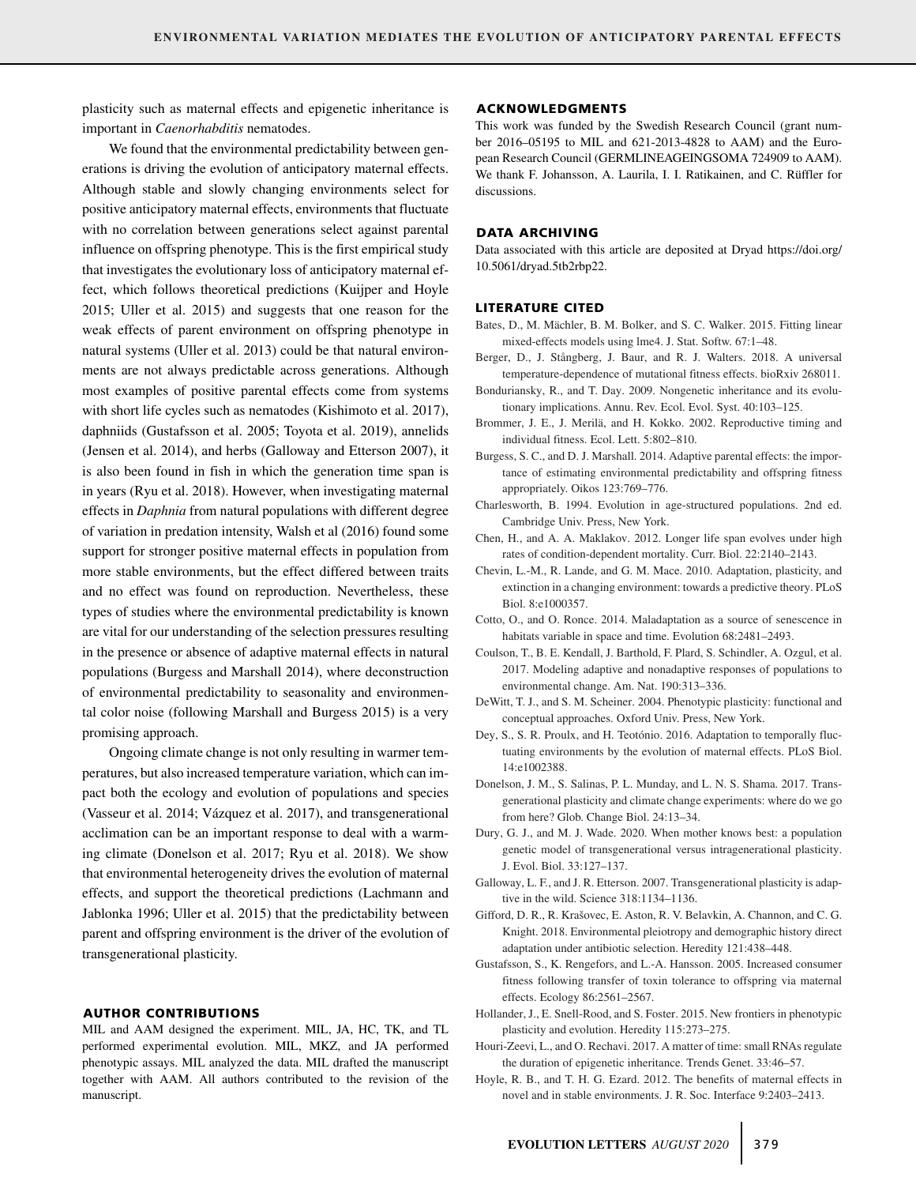plasticity such as maternal effects and epigenetic inheritance is important in *Caenorhabditis* nematodes.

We found that the environmental predictability between generations is driving the evolution of anticipatory maternal effects. Although stable and slowly changing environments select for positive anticipatory maternal effects, environments that fluctuate with no correlation between generations select against parental influence on offspring phenotype. This is the first empirical study that investigates the evolutionary loss of anticipatory maternal effect, which follows theoretical predictions (Kuijper and Hoyle 2015; Uller et al. 2015) and suggests that one reason for the weak effects of parent environment on offspring phenotype in natural systems (Uller et al. 2013) could be that natural environments are not always predictable across generations. Although most examples of positive parental effects come from systems with short life cycles such as nematodes (Kishimoto et al. 2017), daphniids (Gustafsson et al. 2005; Toyota et al. 2019), annelids (Jensen et al. 2014), and herbs (Galloway and Etterson 2007), it is also been found in fish in which the generation time span is in years (Ryu et al. 2018). However, when investigating maternal effects in *Daphnia* from natural populations with different degree of variation in predation intensity, Walsh et al (2016) found some support for stronger positive maternal effects in population from more stable environments, but the effect differed between traits and no effect was found on reproduction. Nevertheless, these types of studies where the environmental predictability is known are vital for our understanding of the selection pressures resulting in the presence or absence of adaptive maternal effects in natural populations (Burgess and Marshall 2014), where deconstruction of environmental predictability to seasonality and environmental color noise (following Marshall and Burgess 2015) is a very promising approach.

Ongoing climate change is not only resulting in warmer temperatures, but also increased temperature variation, which can impact both the ecology and evolution of populations and species (Vasseur et al. 2014; Vázquez et al. 2017), and transgenerational acclimation can be an important response to deal with a warming climate (Donelson et al. 2017; Ryu et al. 2018). We show that environmental heterogeneity drives the evolution of maternal effects, and support the theoretical predictions (Lachmann and Jablonka 1996; Uller et al. 2015) that the predictability between parent and offspring environment is the driver of the evolution of transgenerational plasticity.

## AUTHOR CONTRIBUTIONS

MIL and AAM designed the experiment. MIL, JA, HC, TK, and TL performed experimental evolution. MIL, MKZ, and JA performed phenotypic assays. MIL analyzed the data. MIL drafted the manuscript together with AAM. All authors contributed to the revision of the manuscript.

## ACKNOWLEDGMENTS

This work was funded by the Swedish Research Council (grant number 2016–05195 to MIL and 621-2013-4828 to AAM) and the European Research Council (GERMLINEAGEINGSOMA 724909 to AAM). We thank F. Johansson, A. Laurila, I. I. Ratikainen, and C. Rüffler for discussions.

## DATA ARCHIVING

Data associated with this article are deposited at Dryad https://doi.org/10.5061/dryad.5tb2rbp22.

## LITERATURE CITED

Bates, D., M. Mächler, B. M. Bolker, and S. C. Walker. 2015. Fitting linear mixed-effects models using lme4. J. Stat. Softw. 67:1–48.

Berger, D., J. Stångberg, J. Baur, and R. J. Walters. 2018. A universal temperature-dependence of mutational fitness effects. bioRxiv 268011.

Bonduriansky, R., and T. Day. 2009. Nongenetic inheritance and its evolutionary implications. Annu. Rev. Ecol. Evol. Syst. 40:103–125.

Brommer, J. E., J. Merilä, and H. Kokko. 2002. Reproductive timing and individual fitness. Ecol. Lett. 5:802–810.

Burgess, S. C., and D. J. Marshall. 2014. Adaptive parental effects: the importance of estimating environmental predictability and offspring fitness appropriately. Oikos 123:769–776.

Charlesworth, B. 1994. Evolution in age-structured populations. 2nd ed. Cambridge Univ. Press, New York.

Chen, H., and A. A. Maklakov. 2012. Longer life span evolves under high rates of condition-dependent mortality. Curr. Biol. 22:2140–2143.

Chevin, L.-M., R. Lande, and G. M. Mace. 2010. Adaptation, plasticity, and extinction in a changing environment: towards a predictive theory. PLoS Biol. 8:e1000357.

Cotto, O., and O. Ronce. 2014. Maladaptation as a source of senescence in habitats variable in space and time. Evolution 68:2481–2493.

Coulson, T., B. E. Kendall, J. Barthold, F. Plard, S. Schindler, A. Ozgul, et al. 2017. Modeling adaptive and nonadaptive responses of populations to environmental change. Am. Nat. 190:313–336.

DeWitt, T. J., and S. M. Scheiner. 2004. Phenotypic plasticity: functional and conceptual approaches. Oxford Univ. Press, New York.

Dey, S., S. R. Proulx, and H. Teotónio. 2016. Adaptation to temporally fluctuating environments by the evolution of maternal effects. PLoS Biol. 14:e1002388.

Donelson, J. M., S. Salinas, P. L. Munday, and L. N. S. Shama. 2017. Transgenerational plasticity and climate change experiments: where do we go from here? Glob. Change Biol. 24:13–34.

Dury, G. J., and M. J. Wade. 2020. When mother knows best: a population genetic model of transgenerational versus intragenerational plasticity. J. Evol. Biol. 33:127–137.

Galloway, L. F., and J. R. Etterson. 2007. Transgenerational plasticity is adaptive in the wild. Science 318:1134–1136.

Gifford, D. R., R. Krašovec, E. Aston, R. V. Belavkin, A. Channon, and C. G. Knight. 2018. Environmental pleiotropy and demographic history direct adaptation under antibiotic selection. Heredity 121:438–448.

Gustafsson, S., K. Rengefors, and L.-A. Hansson. 2005. Increased consumer fitness following transfer of toxin tolerance to offspring via maternal effects. Ecology 86:2561–2567.

Hollander, J., E. Snell-Rood, and S. Foster. 2015. New frontiers in phenotypic plasticity and evolution. Heredity 115:273–275.

Houri-Zeevi, L., and O. Rechavi. 2017. A matter of time: small RNAs regulate the duration of epigenetic inheritance. Trends Genet. 33:46–57.

Hoyle, R. B., and T. H. G. Ezard. 2012. The benefits of maternal effects in novel and in stable environments. J. R. Soc. Interface 9:2403–2413.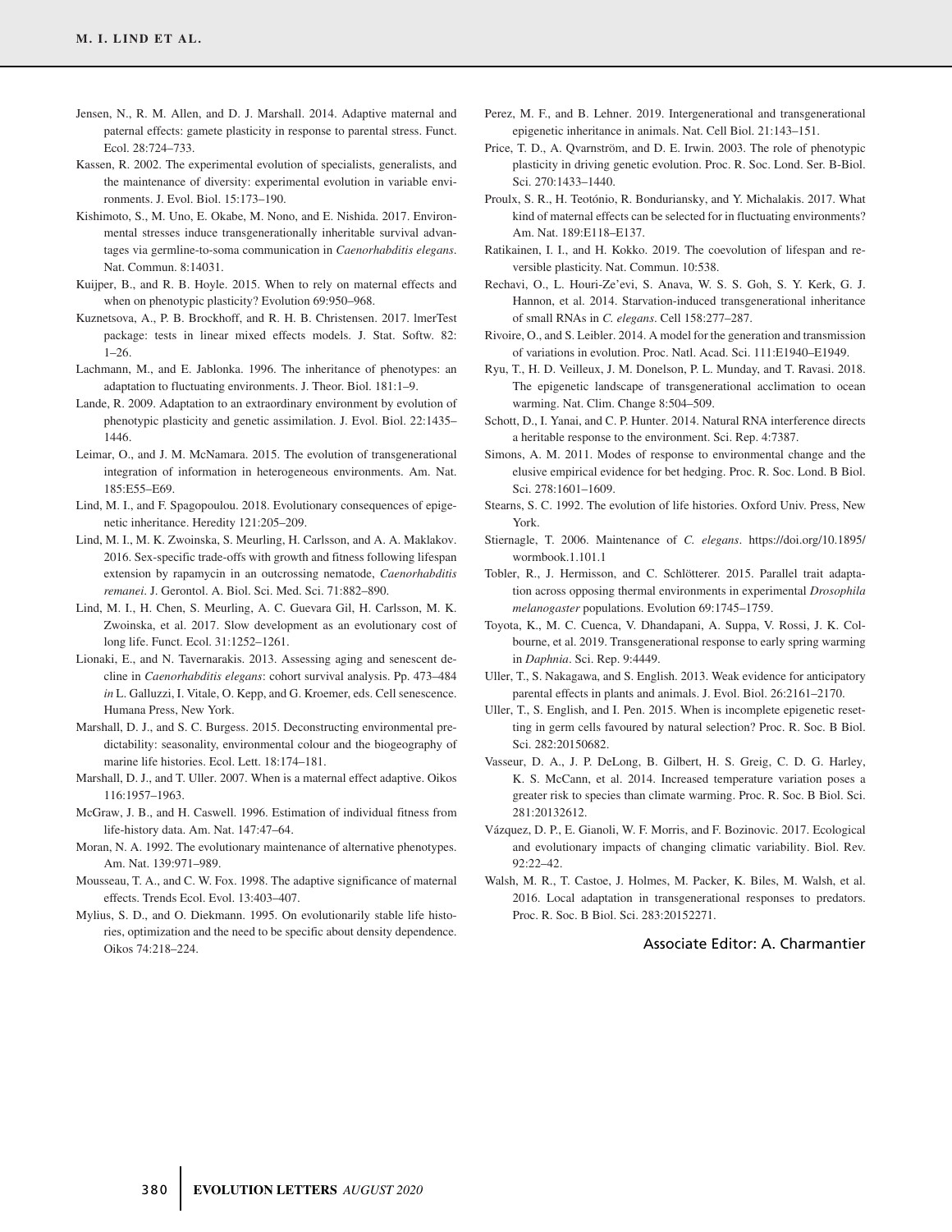Jensen, N., R. M. Allen, and D. J. Marshall. 2014. Adaptive maternal and paternal effects: gamete plasticity in response to parental stress. Funct. Ecol. 28:724–733.

Kassen, R. 2002. The experimental evolution of specialists, generalists, and the maintenance of diversity: experimental evolution in variable environments. J. Evol. Biol. 15:173–190.

Kishimoto, S., M. Uno, E. Okabe, M. Nono, and E. Nishida. 2017. Environmental stresses induce transgenerationally inheritable survival advantages via germline-to-soma communication in *Caenorhabditis elegans*. Nat. Commun. 8:14031.

Kuijper, B., and R. B. Hoyle. 2015. When to rely on maternal effects and when on phenotypic plasticity? Evolution 69:950–968.

Kuznetsova, A., P. B. Brockhoff, and R. H. B. Christensen. 2017. lmerTest package: tests in linear mixed effects models. J. Stat. Softw. 82: 1–26.

Lachmann, M., and E. Jablonka. 1996. The inheritance of phenotypes: an adaptation to fluctuating environments. J. Theor. Biol. 181:1–9.

Lande, R. 2009. Adaptation to an extraordinary environment by evolution of phenotypic plasticity and genetic assimilation. J. Evol. Biol. 22:1435–1446.

Leimar, O., and J. M. McNamara. 2015. The evolution of transgenerational integration of information in heterogeneous environments. Am. Nat. 185:E55–E69.

Lind, M. I., and F. Spagopoulou. 2018. Evolutionary consequences of epigenetic inheritance. Heredity 121:205–209.

Lind, M. I., M. K. Zwoinska, S. Meurling, H. Carlsson, and A. A. Maklakov. 2016. Sex-specific trade-offs with growth and fitness following lifespan extension by rapamycin in an outcrossing nematode, *Caenorhabditis remanei*. J. Gerontol. A. Biol. Sci. Med. Sci. 71:882–890.

Lind, M. I., H. Chen, S. Meurling, A. C. Guevara Gil, H. Carlsson, M. K. Zwoinska, et al. 2017. Slow development as an evolutionary cost of long life. Funct. Ecol. 31:1252–1261.

Lionaki, E., and N. Tavernarakis. 2013. Assessing aging and senescent decline in *Caenorhabditis elegans*: cohort survival analysis. Pp. 473–484 *in* L. Galluzzi, I. Vitale, O. Kepp, and G. Kroemer, eds. Cell senescence. Humana Press, New York.

Marshall, D. J., and S. C. Burgess. 2015. Deconstructing environmental predictability: seasonality, environmental colour and the biogeography of marine life histories. Ecol. Lett. 18:174–181.

Marshall, D. J., and T. Uller. 2007. When is a maternal effect adaptive. Oikos 116:1957–1963.

McGraw, J. B., and H. Caswell. 1996. Estimation of individual fitness from life-history data. Am. Nat. 147:47–64.

Moran, N. A. 1992. The evolutionary maintenance of alternative phenotypes. Am. Nat. 139:971–989.

Mousseau, T. A., and C. W. Fox. 1998. The adaptive significance of maternal effects. Trends Ecol. Evol. 13:403–407.

Mylius, S. D., and O. Diekmann. 1995. On evolutionarily stable life histories, optimization and the need to be specific about density dependence. Oikos 74:218–224.

Perez, M. F., and B. Lehner. 2019. Intergenerational and transgenerational epigenetic inheritance in animals. Nat. Cell Biol. 21:143–151.

Price, T. D., A. Qvarnström, and D. E. Irwin. 2003. The role of phenotypic plasticity in driving genetic evolution. Proc. R. Soc. Lond. Ser. B-Biol. Sci. 270:1433–1440.

Proulx, S. R., H. Teotónio, R. Bonduriansky, and Y. Michalakis. 2017. What kind of maternal effects can be selected for in fluctuating environments? Am. Nat. 189:E118–E137.

Ratikainen, I. I., and H. Kokko. 2019. The coevolution of lifespan and reversible plasticity. Nat. Commun. 10:538.

Rechavi, O., L. Houri-Ze'evi, S. Anava, W. S. S. Goh, S. Y. Kerk, G. J. Hannon, et al. 2014. Starvation-induced transgenerational inheritance of small RNAs in *C. elegans*. Cell 158:277–287.

Rivoire, O., and S. Leibler. 2014. A model for the generation and transmission of variations in evolution. Proc. Natl. Acad. Sci. 111:E1940–E1949.

Ryu, T., H. D. Veilleux, J. M. Donelson, P. L. Munday, and T. Ravasi. 2018. The epigenetic landscape of transgenerational acclimation to ocean warming. Nat. Clim. Change 8:504–509.

Schott, D., I. Yanai, and C. P. Hunter. 2014. Natural RNA interference directs a heritable response to the environment. Sci. Rep. 4:7387.

Simons, A. M. 2011. Modes of response to environmental change and the elusive empirical evidence for bet hedging. Proc. R. Soc. Lond. B Biol. Sci. 278:1601–1609.

Stearns, S. C. 1992. The evolution of life histories. Oxford Univ. Press, New York.

Stiernagle, T. 2006. Maintenance of *C. elegans*. https://doi.org/10.1895/wormbook.1.101.1

Tobler, R., J. Hermisson, and C. Schlötterer. 2015. Parallel trait adaptation across opposing thermal environments in experimental *Drosophila melanogaster* populations. Evolution 69:1745–1759.

Toyota, K., M. C. Cuenca, V. Dhandapani, A. Suppa, V. Rossi, J. K. Colbourne, et al. 2019. Transgenerational response to early spring warming in *Daphnia*. Sci. Rep. 9:4449.

Uller, T., S. Nakagawa, and S. English. 2013. Weak evidence for anticipatory parental effects in plants and animals. J. Evol. Biol. 26:2161–2170.

Uller, T., S. English, and I. Pen. 2015. When is incomplete epigenetic resetting in germ cells favoured by natural selection? Proc. R. Soc. B Biol. Sci. 282:20150682.

Vasseur, D. A., J. P. DeLong, B. Gilbert, H. S. Greig, C. D. G. Harley, K. S. McCann, et al. 2014. Increased temperature variation poses a greater risk to species than climate warming. Proc. R. Soc. B Biol. Sci. 281:20132612.

Vázquez, D. P., E. Gianoli, W. F. Morris, and F. Bozinovic. 2017. Ecological and evolutionary impacts of changing climatic variability. Biol. Rev. 92:22–42.

Walsh, M. R., T. Castoe, J. Holmes, M. Packer, K. Biles, M. Walsh, et al. 2016. Local adaptation in transgenerational responses to predators. Proc. R. Soc. B Biol. Sci. 283:20152271.

Associate Editor: A. Charmantier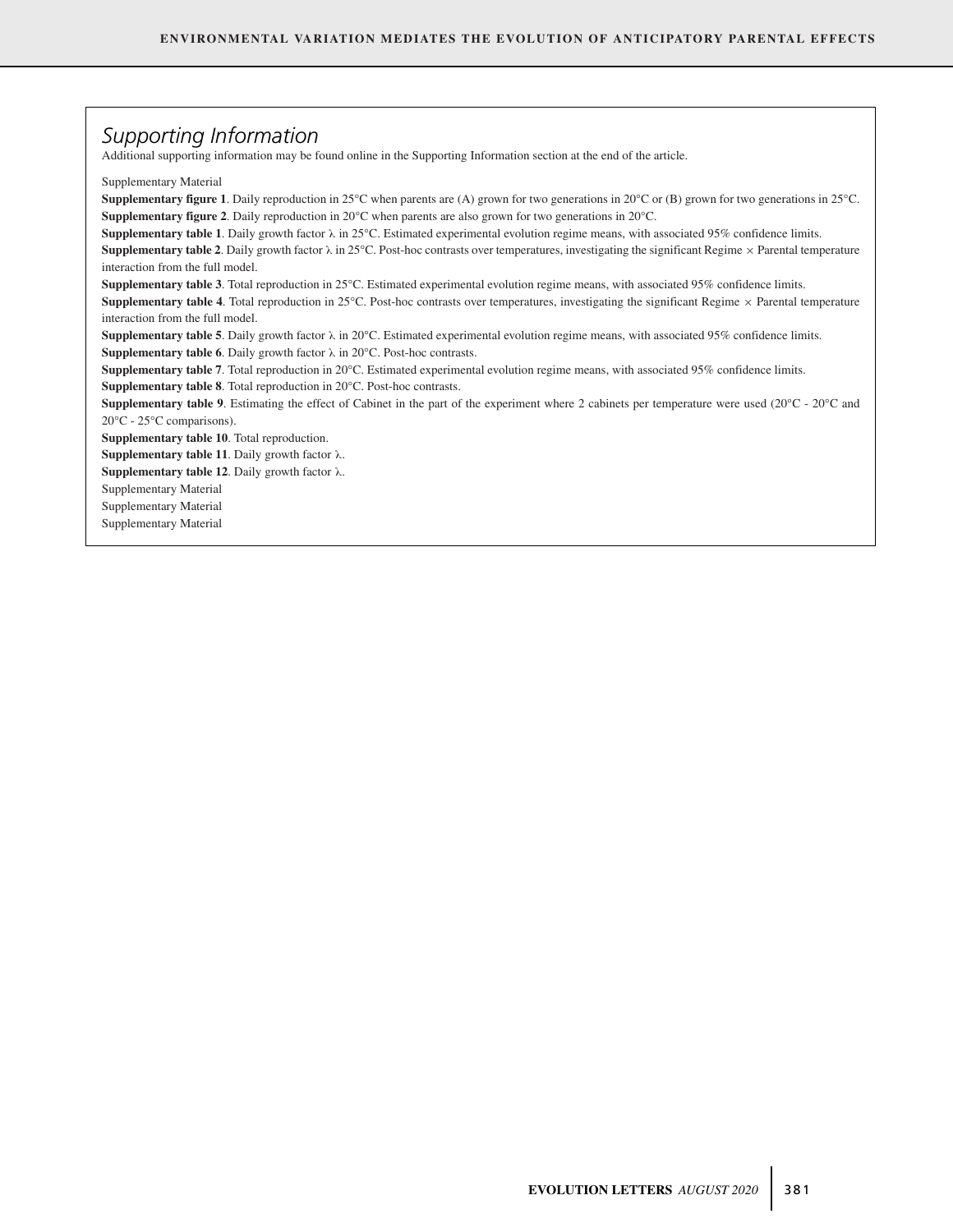## Supporting Information

Additional supporting information may be found online in the Supporting Information section at the end of the article.

Supplementary Material

**Supplementary figure 1**. Daily reproduction in 25°C when parents are (A) grown for two generations in 20°C or (B) grown for two generations in 25°C.

**Supplementary figure 2**. Daily reproduction in 20°C when parents are also grown for two generations in 20°C.

**Supplementary table 1**. Daily growth factor λ in 25°C. Estimated experimental evolution regime means, with associated 95% confidence limits.

**Supplementary table 2**. Daily growth factor λ in 25°C. Post-hoc contrasts over temperatures, investigating the significant Regime × Parental temperature interaction from the full model.

**Supplementary table 3**. Total reproduction in 25°C. Estimated experimental evolution regime means, with associated 95% confidence limits.

**Supplementary table 4**. Total reproduction in 25°C. Post-hoc contrasts over temperatures, investigating the significant Regime × Parental temperature interaction from the full model.

**Supplementary table 5**. Daily growth factor λ in 20°C. Estimated experimental evolution regime means, with associated 95% confidence limits.

**Supplementary table 6**. Daily growth factor λ in 20°C. Post-hoc contrasts.

**Supplementary table 7**. Total reproduction in 20°C. Estimated experimental evolution regime means, with associated 95% confidence limits.

**Supplementary table 8**. Total reproduction in 20°C. Post-hoc contrasts.

**Supplementary table 9**. Estimating the effect of Cabinet in the part of the experiment where 2 cabinets per temperature were used (20°C - 20°C and 20°C - 25°C comparisons).

**Supplementary table 10**. Total reproduction.

**Supplementary table 11**. Daily growth factor λ.

**Supplementary table 12**. Daily growth factor λ.

Supplementary Material

Supplementary Material

Supplementary Material